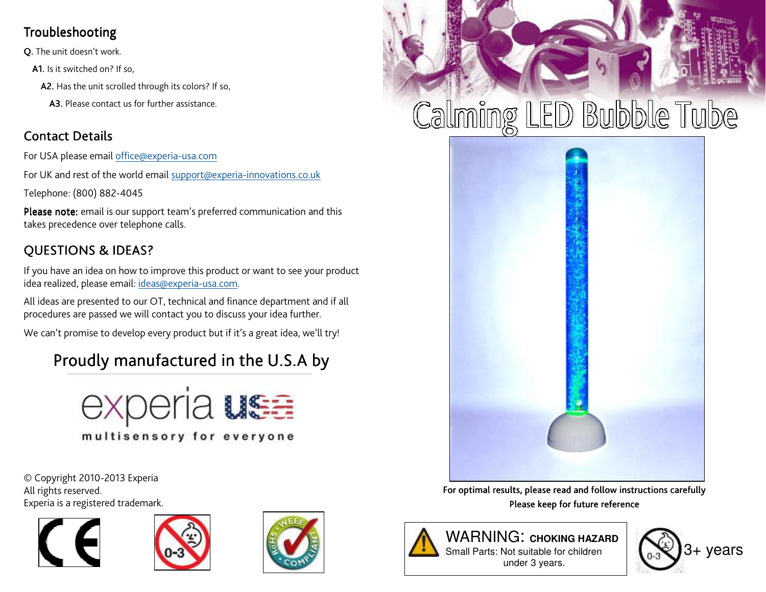## Troubleshooting

**Q.** The unit doesn't work.

**A1.** Is it switched on? If so,

**A2.** Has the unit scrolled through its colors? If so,

**A3.** Please contact us for further assistance.

## Contact Details

For USA please email office@experia-usa.com

For UK and rest of the world email support@experia-innovations.co.uk

Telephone: (800) 882-4045

**Please note:** email is our support team's preferred communication and this takes precedence over telephone calls.

## QUESTIONS & IDEAS?

If you have an idea on how to improve this product or want to see your product idea realized, please email: ideas@experia-usa.com.

All ideas are presented to our OT, technical and finance department and if all procedures are passed we will contact you to discuss your idea further.

We can't promise to develop every product but if it's a great idea, we'll try!

### Proudly manufactured in the U.S.A by

experia usa

multisensory for everyone

© Copyright 2010-2013 Experia
All rights reserved.
Experia is a registered trademark.

# Calming LED Bubble Tube

For optimal results, please read and follow instructions carefully

Please keep for future reference

**WARNING: CHOKING HAZARD**
Small Parts: Not suitable for children under 3 years.

3+ years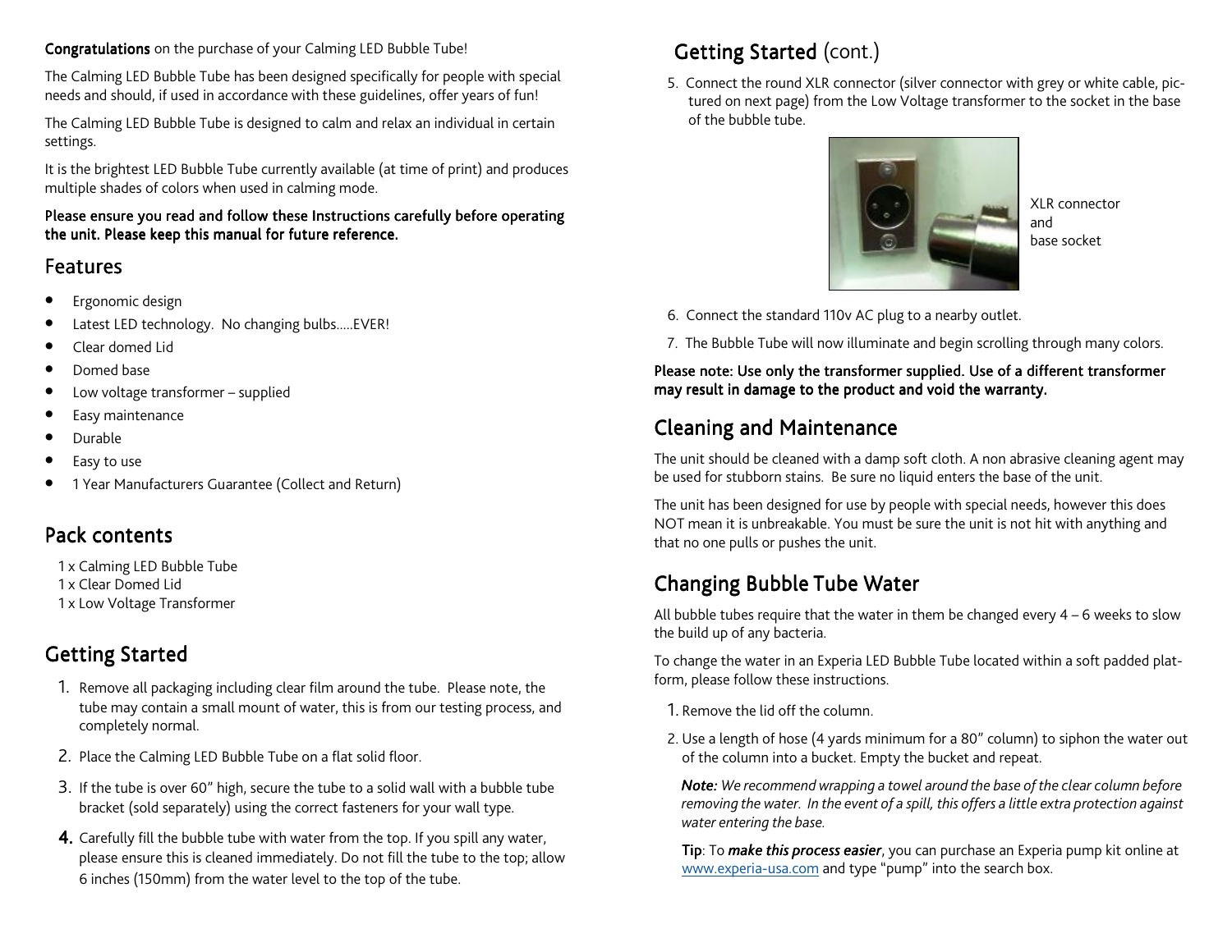**Congratulations** on the purchase of your Calming LED Bubble Tube!

The Calming LED Bubble Tube has been designed specifically for people with special needs and should, if used in accordance with these guidelines, offer years of fun!

The Calming LED Bubble Tube is designed to calm and relax an individual in certain settings.

It is the brightest LED Bubble Tube currently available (at time of print) and produces multiple shades of colors when used in calming mode.

**Please ensure you read and follow these Instructions carefully before operating the unit. Please keep this manual for future reference.**

## Features

- Ergonomic design
- Latest LED technology. No changing bulbs.....EVER!
- Clear domed Lid
- Domed base
- Low voltage transformer – supplied
- Easy maintenance
- Durable
- Easy to use
- 1 Year Manufacturers Guarantee (Collect and Return)

## Pack contents

1 x Calming LED Bubble Tube
1 x Clear Domed Lid
1 x Low Voltage Transformer

## Getting Started

1. Remove all packaging including clear film around the tube. Please note, the tube may contain a small mount of water, this is from our testing process, and completely normal.
2. Place the Calming LED Bubble Tube on a flat solid floor.
3. If the tube is over 60" high, secure the tube to a solid wall with a bubble tube bracket (sold separately) using the correct fasteners for your wall type.
4. Carefully fill the bubble tube with water from the top. If you spill any water, please ensure this is cleaned immediately. Do not fill the tube to the top; allow 6 inches (150mm) from the water level to the top of the tube.

## Getting Started (cont.)

5. Connect the round XLR connector (silver connector with grey or white cable, pictured on next page) from the Low Voltage transformer to the socket in the base of the bubble tube.

XLR connector and base socket

6. Connect the standard 110v AC plug to a nearby outlet.
7. The Bubble Tube will now illuminate and begin scrolling through many colors.

**Please note: Use only the transformer supplied. Use of a different transformer may result in damage to the product and void the warranty.**

## Cleaning and Maintenance

The unit should be cleaned with a damp soft cloth. A non abrasive cleaning agent may be used for stubborn stains. Be sure no liquid enters the base of the unit.

The unit has been designed for use by people with special needs, however this does NOT mean it is unbreakable. You must be sure the unit is not hit with anything and that no one pulls or pushes the unit.

## Changing Bubble Tube Water

All bubble tubes require that the water in them be changed every 4 – 6 weeks to slow the build up of any bacteria.

To change the water in an Experia LED Bubble Tube located within a soft padded platform, please follow these instructions.

1. Remove the lid off the column.
2. Use a length of hose (4 yards minimum for a 80" column) to siphon the water out of the column into a bucket. Empty the bucket and repeat.

   ***Note:*** *We recommend wrapping a towel around the base of the clear column before removing the water. In the event of a spill, this offers a little extra protection against water entering the base.*

   **Tip**: To ***make this process easier***, you can purchase an Experia pump kit online at www.experia-usa.com and type "pump" into the search box.